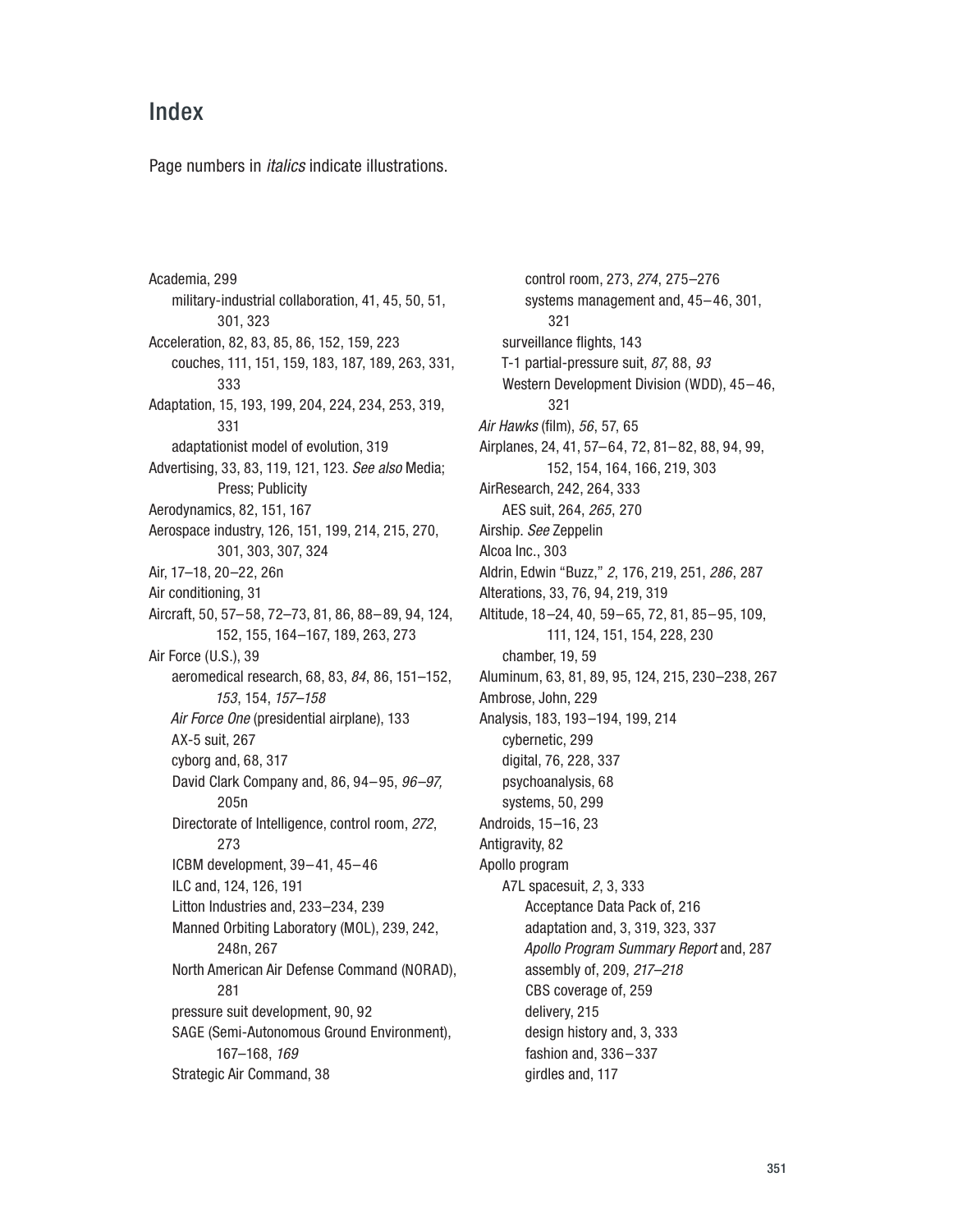# Index

Page numbers in *italics* indicate illustrations.

Academia, 299
- military-industrial collaboration, 41, 45, 50, 51, 301, 323

Acceleration, 82, 83, 85, 86, 152, 159, 223
- couches, 111, 151, 159, 183, 187, 189, 263, 331, 333

Adaptation, 15, 193, 199, 204, 224, 234, 253, 319, 331
- adaptationist model of evolution, 319

Advertising, 33, 83, 119, 121, 123. *See also* Media; Press; Publicity

Aerodynamics, 82, 151, 167

Aerospace industry, 126, 151, 199, 214, 215, 270, 301, 303, 307, 324

Air, 17–18, 20–22, 26n

Air conditioning, 31

Aircraft, 50, 57–58, 72–73, 81, 86, 88–89, 94, 124, 152, 155, 164–167, 189, 263, 273

Air Force (U.S.), 39
- aeromedical research, 68, 83, *84*, 86, 151–152, *153*, 154, *157–158*
- *Air Force One* (presidential airplane), 133
- AX-5 suit, 267
- cyborg and, 68, 317
- David Clark Company and, 86, 94–95, *96–97,* 205n
- Directorate of Intelligence, control room, *272*, 273
- ICBM development, 39–41, 45–46
- ILC and, 124, 126, 191
- Litton Industries and, 233–234, 239
- Manned Orbiting Laboratory (MOL), 239, 242, 248n, 267
- North American Air Defense Command (NORAD), 281
- pressure suit development, 90, 92
- SAGE (Semi-Autonomous Ground Environment), 167–168, *169*
- Strategic Air Command, 38
  - control room, 273, *274*, 275–276
  - systems management and, 45–46, 301, 321
- surveillance flights, 143
- T-1 partial-pressure suit, *87*, 88, *93*
- Western Development Division (WDD), 45–46, 321

*Air Hawks* (film), *56*, 57, 65

Airplanes, 24, 41, 57–64, 72, 81–82, 88, 94, 99, 152, 154, 164, 166, 219, 303

AirResearch, 242, 264, 333
- AES suit, 264, *265*, 270

Airship. *See* Zeppelin

Alcoa Inc., 303

Aldrin, Edwin "Buzz," *2*, 176, 219, 251, *286*, 287

Alterations, 33, 76, 94, 219, 319

Altitude, 18–24, 40, 59–65, 72, 81, 85–95, 109, 111, 124, 151, 154, 228, 230
- chamber, 19, 59

Aluminum, 63, 81, 89, 95, 124, 215, 230–238, 267

Ambrose, John, 229

Analysis, 183, 193–194, 199, 214
- cybernetic, 299
- digital, 76, 228, 337
- psychoanalysis, 68
- systems, 50, 299

Androids, 15–16, 23

Antigravity, 82

Apollo program
- A7L spacesuit, *2*, 3, 333
  - Acceptance Data Pack of, 216
  - adaptation and, 3, 319, 323, 337
  - *Apollo Program Summary Report* and, 287
  - assembly of, 209, *217–218*
  - CBS coverage of, 259
  - delivery, 215
  - design history and, 3, 333
  - fashion and, 336–337
  - girdles and, 117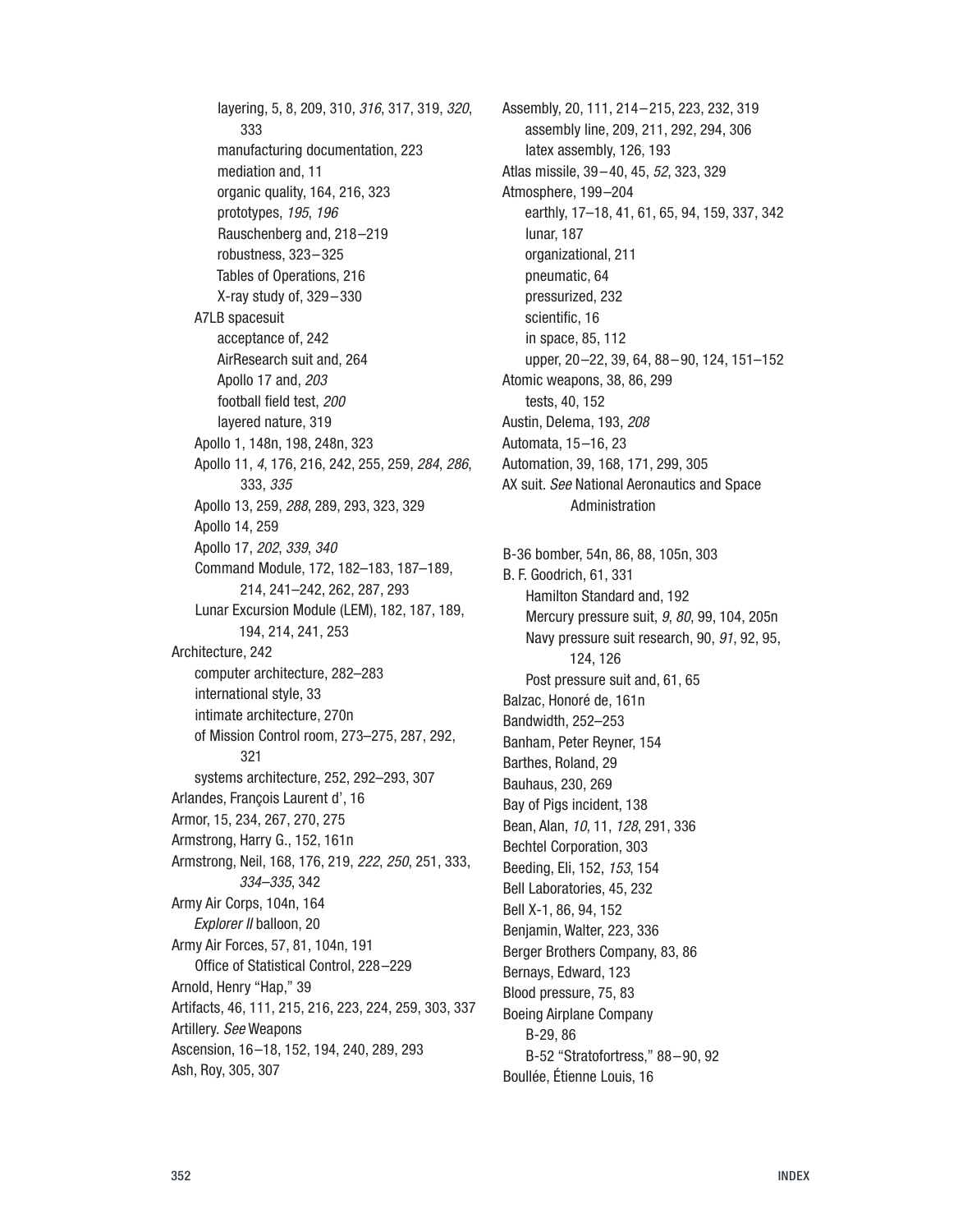layering, 5, 8, 209, 310, *316*, 317, 319, *320*, 333
manufacturing documentation, 223
mediation and, 11
organic quality, 164, 216, 323
prototypes, *195*, *196*
Rauschenberg and, 218–219
robustness, 323–325
Tables of Operations, 216
X-ray study of, 329–330
A7LB spacesuit
acceptance of, 242
AirResearch suit and, 264
Apollo 17 and, *203*
football field test, *200*
layered nature, 319
Apollo 1, 148n, 198, 248n, 323
Apollo 11, *4*, 176, 216, 242, 255, 259, *284*, *286*, 333, *335*
Apollo 13, 259, *288*, 289, 293, 323, 329
Apollo 14, 259
Apollo 17, *202*, *339*, *340*
Command Module, 172, 182–183, 187–189, 214, 241–242, 262, 287, 293
Lunar Excursion Module (LEM), 182, 187, 189, 194, 214, 241, 253
Architecture, 242
computer architecture, 282–283
international style, 33
intimate architecture, 270n
of Mission Control room, 273–275, 287, 292, 321
systems architecture, 252, 292–293, 307
Arlandes, François Laurent d', 16
Armor, 15, 234, 267, 270, 275
Armstrong, Harry G., 152, 161n
Armstrong, Neil, 168, 176, 219, *222*, *250*, 251, 333, *334–335*, 342
Army Air Corps, 104n, 164
*Explorer II* balloon, 20
Army Air Forces, 57, 81, 104n, 191
Office of Statistical Control, 228–229
Arnold, Henry "Hap," 39
Artifacts, 46, 111, 215, 216, 223, 224, 259, 303, 337
Artillery. *See* Weapons
Ascension, 16–18, 152, 194, 240, 289, 293
Ash, Roy, 305, 307
Assembly, 20, 111, 214–215, 223, 232, 319
assembly line, 209, 211, 292, 294, 306
latex assembly, 126, 193
Atlas missile, 39–40, 45, *52*, 323, 329
Atmosphere, 199–204
earthly, 17–18, 41, 61, 65, 94, 159, 337, 342
lunar, 187
organizational, 211
pneumatic, 64
pressurized, 232
scientific, 16
in space, 85, 112
upper, 20–22, 39, 64, 88–90, 124, 151–152
Atomic weapons, 38, 86, 299
tests, 40, 152
Austin, Delema, 193, *208*
Automata, 15–16, 23
Automation, 39, 168, 171, 299, 305
AX suit. *See* National Aeronautics and Space Administration

B-36 bomber, 54n, 86, 88, 105n, 303
B. F. Goodrich, 61, 331
Hamilton Standard and, 192
Mercury pressure suit, *9*, *80*, 99, 104, 205n
Navy pressure suit research, 90, *91*, 92, 95, 124, 126
Post pressure suit and, 61, 65
Balzac, Honoré de, 161n
Bandwidth, 252–253
Banham, Peter Reyner, 154
Barthes, Roland, 29
Bauhaus, 230, 269
Bay of Pigs incident, 138
Bean, Alan, *10*, 11, *128*, 291, 336
Bechtel Corporation, 303
Beeding, Eli, 152, *153*, 154
Bell Laboratories, 45, 232
Bell X-1, 86, 94, 152
Benjamin, Walter, 223, 336
Berger Brothers Company, 83, 86
Bernays, Edward, 123
Blood pressure, 75, 83
Boeing Airplane Company
B-29, 86
B-52 "Stratofortress," 88–90, 92
Boullée, Étienne Louis, 16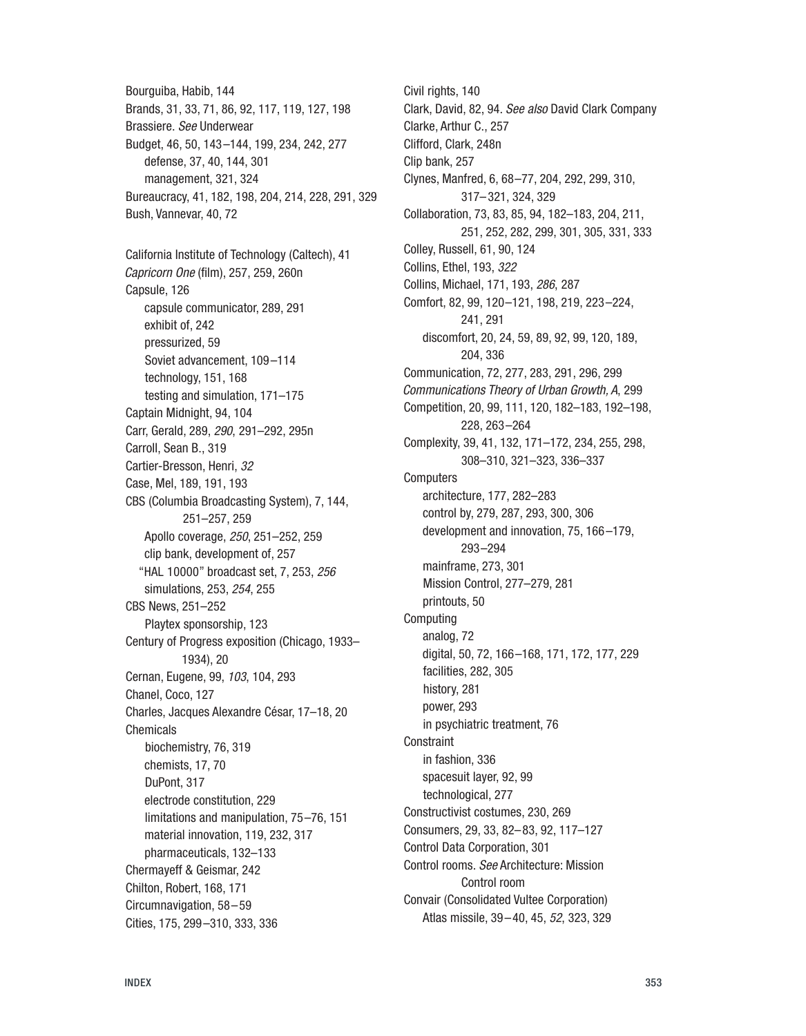Bourguiba, Habib, 144
Brands, 31, 33, 71, 86, 92, 117, 119, 127, 198
Brassiere. *See* Underwear
Budget, 46, 50, 143–144, 199, 234, 242, 277
    defense, 37, 40, 144, 301
    management, 321, 324
Bureaucracy, 41, 182, 198, 204, 214, 228, 291, 329
Bush, Vannevar, 40, 72

California Institute of Technology (Caltech), 41
*Capricorn One* (film), 257, 259, 260n
Capsule, 126
    capsule communicator, 289, 291
    exhibit of, 242
    pressurized, 59
    Soviet advancement, 109–114
    technology, 151, 168
    testing and simulation, 171–175
Captain Midnight, 94, 104
Carr, Gerald, 289, *290*, 291–292, 295n
Carroll, Sean B., 319
Cartier-Bresson, Henri, *32*
Case, Mel, 189, 191, 193
CBS (Columbia Broadcasting System), 7, 144, 251–257, 259
    Apollo coverage, *250*, 251–252, 259
    clip bank, development of, 257
    "HAL 10000" broadcast set, 7, 253, *256*
    simulations, 253, *254*, 255
CBS News, 251–252
    Playtex sponsorship, 123
Century of Progress exposition (Chicago, 1933–1934), 20
Cernan, Eugene, 99, *103*, 104, 293
Chanel, Coco, 127
Charles, Jacques Alexandre César, 17–18, 20
Chemicals
    biochemistry, 76, 319
    chemists, 17, 70
    DuPont, 317
    electrode constitution, 229
    limitations and manipulation, 75–76, 151
    material innovation, 119, 232, 317
    pharmaceuticals, 132–133
Chermayeff & Geismar, 242
Chilton, Robert, 168, 171
Circumnavigation, 58–59
Cities, 175, 299–310, 333, 336
Civil rights, 140
Clark, David, 82, 94. *See also* David Clark Company
Clarke, Arthur C., 257
Clifford, Clark, 248n
Clip bank, 257
Clynes, Manfred, 6, 68–77, 204, 292, 299, 310, 317–321, 324, 329
Collaboration, 73, 83, 85, 94, 182–183, 204, 211, 251, 252, 282, 299, 301, 305, 331, 333
Colley, Russell, 61, 90, 124
Collins, Ethel, 193, *322*
Collins, Michael, 171, 193, *286*, 287
Comfort, 82, 99, 120–121, 198, 219, 223–224, 241, 291
    discomfort, 20, 24, 59, 89, 92, 99, 120, 189, 204, 336
Communication, 72, 277, 283, 291, 296, 299
*Communications Theory of Urban Growth, A*, 299
Competition, 20, 99, 111, 120, 182–183, 192–198, 228, 263–264
Complexity, 39, 41, 132, 171–172, 234, 255, 298, 308–310, 321–323, 336–337
Computers
    architecture, 177, 282–283
    control by, 279, 287, 293, 300, 306
    development and innovation, 75, 166–179, 293–294
    mainframe, 273, 301
    Mission Control, 277–279, 281
    printouts, 50
Computing
    analog, 72
    digital, 50, 72, 166–168, 171, 172, 177, 229
    facilities, 282, 305
    history, 281
    power, 293
    in psychiatric treatment, 76
Constraint
    in fashion, 336
    spacesuit layer, 92, 99
    technological, 277
Constructivist costumes, 230, 269
Consumers, 29, 33, 82–83, 92, 117–127
Control Data Corporation, 301
Control rooms. *See* Architecture: Mission Control room
Convair (Consolidated Vultee Corporation)
    Atlas missile, 39–40, 45, *52*, 323, 329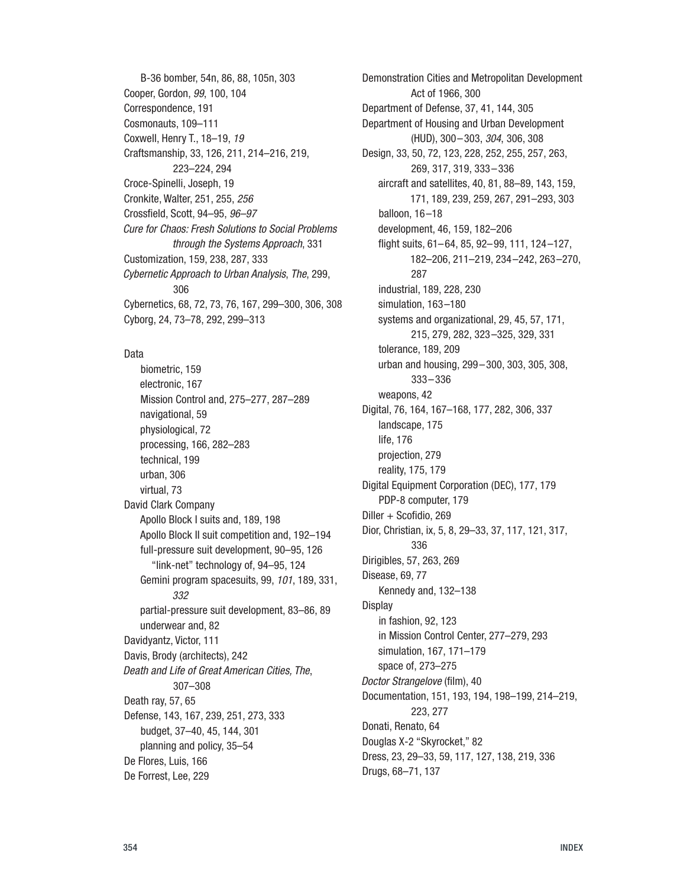B-36 bomber, 54n, 86, 88, 105n, 303
Cooper, Gordon, *99*, 100, 104
Correspondence, 191
Cosmonauts, 109–111
Coxwell, Henry T., 18–19, *19*
Craftsmanship, 33, 126, 211, 214–216, 219, 223–224, 294
Croce-Spinelli, Joseph, 19
Cronkite, Walter, 251, 255, *256*
Crossfield, Scott, 94–95, *96–97*
*Cure for Chaos: Fresh Solutions to Social Problems through the Systems Approach*, 331
Customization, 159, 238, 287, 333
*Cybernetic Approach to Urban Analysis, The*, 299, 306
Cybernetics, 68, 72, 73, 76, 167, 299–300, 306, 308
Cyborg, 24, 73–78, 292, 299–313

Data
- biometric, 159
- electronic, 167
- Mission Control and, 275–277, 287–289
- navigational, 59
- physiological, 72
- processing, 166, 282–283
- technical, 199
- urban, 306
- virtual, 73

David Clark Company
- Apollo Block I suits and, 189, 198
- Apollo Block II suit competition and, 192–194
- full-pressure suit development, 90–95, 126
  - "link-net" technology of, 94–95, 124
- Gemini program spacesuits, 99, *101*, 189, 331, *332*
- partial-pressure suit development, 83–86, 89
- underwear and, 82

Davidyantz, Victor, 111
Davis, Brody (architects), 242
*Death and Life of Great American Cities, The*, 307–308
Death ray, 57, 65
Defense, 143, 167, 239, 251, 273, 333
- budget, 37–40, 45, 144, 301
- planning and policy, 35–54

De Flores, Luis, 166
De Forrest, Lee, 229
Demonstration Cities and Metropolitan Development Act of 1966, 300
Department of Defense, 37, 41, 144, 305
Department of Housing and Urban Development (HUD), 300–303, *304*, 306, 308
Design, 33, 50, 72, 123, 228, 252, 255, 257, 263, 269, 317, 319, 333–336
- aircraft and satellites, 40, 81, 88–89, 143, 159, 171, 189, 239, 259, 267, 291–293, 303
- balloon, 16–18
- development, 46, 159, 182–206
- flight suits, 61–64, 85, 92–99, 111, 124–127, 182–206, 211–219, 234–242, 263–270, 287
- industrial, 189, 228, 230
- simulation, 163–180
- systems and organizational, 29, 45, 57, 171, 215, 279, 282, 323–325, 329, 331
- tolerance, 189, 209
- urban and housing, 299–300, 303, 305, 308, 333–336
- weapons, 42

Digital, 76, 164, 167–168, 177, 282, 306, 337
- landscape, 175
- life, 176
- projection, 279
- reality, 175, 179

Digital Equipment Corporation (DEC), 177, 179
- PDP-8 computer, 179

Diller + Scofidio, 269
Dior, Christian, ix, 5, 8, 29–33, 37, 117, 121, 317, 336
Dirigibles, 57, 263, 269
Disease, 69, 77
- Kennedy and, 132–138

Display
- in fashion, 92, 123
- in Mission Control Center, 277–279, 293
- simulation, 167, 171–179
- space of, 273–275

*Doctor Strangelove* (film), 40
Documentation, 151, 193, 194, 198–199, 214–219, 223, 277
Donati, Renato, 64
Douglas X-2 "Skyrocket," 82
Dress, 23, 29–33, 59, 117, 127, 138, 219, 336
Drugs, 68–71, 137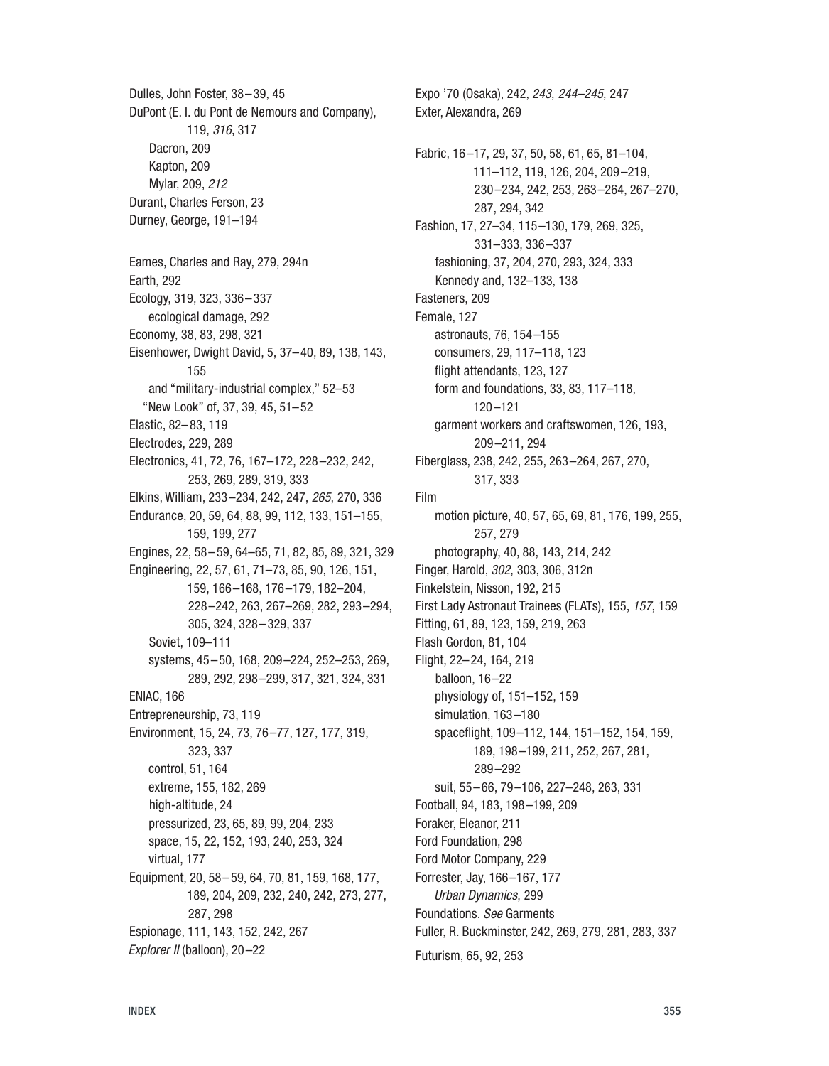Dulles, John Foster, 38–39, 45
DuPont (E. I. du Pont de Nemours and Company), 119, *316*, 317
  Dacron, 209
  Kapton, 209
  Mylar, 209, *212*
Durant, Charles Ferson, 23
Durney, George, 191–194

Eames, Charles and Ray, 279, 294n
Earth, 292
Ecology, 319, 323, 336–337
  ecological damage, 292
Economy, 38, 83, 298, 321
Eisenhower, Dwight David, 5, 37–40, 89, 138, 143, 155
  and "military-industrial complex," 52–53
  "New Look" of, 37, 39, 45, 51–52
Elastic, 82–83, 119
Electrodes, 229, 289
Electronics, 41, 72, 76, 167–172, 228–232, 242, 253, 269, 289, 319, 333
Elkins, William, 233–234, 242, 247, *265*, 270, 336
Endurance, 20, 59, 64, 88, 99, 112, 133, 151–155, 159, 199, 277
Engines, 22, 58–59, 64–65, 71, 82, 85, 89, 321, 329
Engineering, 22, 57, 61, 71–73, 85, 90, 126, 151, 159, 166–168, 176–179, 182–204, 228–242, 263, 267–269, 282, 293–294, 305, 324, 328–329, 337
  Soviet, 109–111
  systems, 45–50, 168, 209–224, 252–253, 269, 289, 292, 298–299, 317, 321, 324, 331
ENIAC, 166
Entrepreneurship, 73, 119
Environment, 15, 24, 73, 76–77, 127, 177, 319, 323, 337
  control, 51, 164
  extreme, 155, 182, 269
  high-altitude, 24
  pressurized, 23, 65, 89, 99, 204, 233
  space, 15, 22, 152, 193, 240, 253, 324
  virtual, 177
Equipment, 20, 58–59, 64, 70, 81, 159, 168, 177, 189, 204, 209, 232, 240, 242, 273, 277, 287, 298
Espionage, 111, 143, 152, 242, 267
*Explorer II* (balloon), 20–22

Expo '70 (Osaka), 242, *243*, *244–245*, 247
Exter, Alexandra, 269

Fabric, 16–17, 29, 37, 50, 58, 61, 65, 81–104, 111–112, 119, 126, 204, 209–219, 230–234, 242, 253, 263–264, 267–270, 287, 294, 342
Fashion, 17, 27–34, 115–130, 179, 269, 325, 331–333, 336–337
  fashioning, 37, 204, 270, 293, 324, 333
  Kennedy and, 132–133, 138
Fasteners, 209
Female, 127
  astronauts, 76, 154–155
  consumers, 29, 117–118, 123
  flight attendants, 123, 127
  form and foundations, 33, 83, 117–118, 120–121
  garment workers and craftswomen, 126, 193, 209–211, 294
Fiberglass, 238, 242, 255, 263–264, 267, 270, 317, 333
Film
  motion picture, 40, 57, 65, 69, 81, 176, 199, 255, 257, 279
  photography, 40, 88, 143, 214, 242
Finger, Harold, *302*, 303, 306, 312n
Finkelstein, Nisson, 192, 215
First Lady Astronaut Trainees (FLATs), 155, *157*, 159
Fitting, 61, 89, 123, 159, 219, 263
Flash Gordon, 81, 104
Flight, 22–24, 164, 219
  balloon, 16–22
  physiology of, 151–152, 159
  simulation, 163–180
  spaceflight, 109–112, 144, 151–152, 154, 159, 189, 198–199, 211, 252, 267, 281, 289–292
  suit, 55–66, 79–106, 227–248, 263, 331
Football, 94, 183, 198–199, 209
Foraker, Eleanor, 211
Ford Foundation, 298
Ford Motor Company, 229
Forrester, Jay, 166–167, 177
  *Urban Dynamics*, 299
Foundations. *See* Garments
Fuller, R. Buckminster, 242, 269, 279, 281, 283, 337
Futurism, 65, 92, 253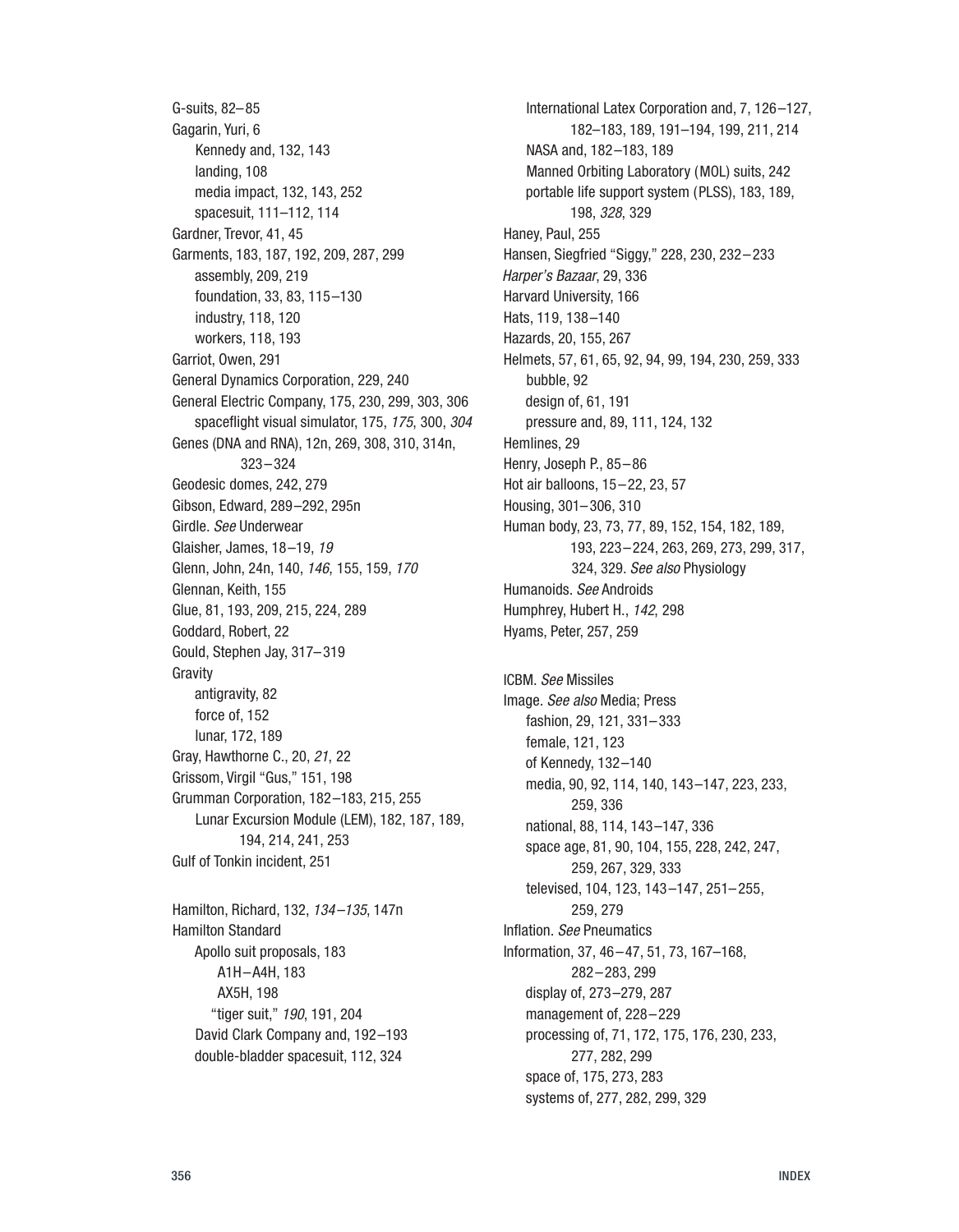G-suits, 82–85
Gagarin, Yuri, 6
  Kennedy and, 132, 143
  landing, 108
  media impact, 132, 143, 252
  spacesuit, 111–112, 114
Gardner, Trevor, 41, 45
Garments, 183, 187, 192, 209, 287, 299
  assembly, 209, 219
  foundation, 33, 83, 115–130
  industry, 118, 120
  workers, 118, 193
Garriot, Owen, 291
General Dynamics Corporation, 229, 240
General Electric Company, 175, 230, 299, 303, 306
  spaceflight visual simulator, 175, *175*, 300, *304*
Genes (DNA and RNA), 12n, 269, 308, 310, 314n, 323–324
Geodesic domes, 242, 279
Gibson, Edward, 289–292, 295n
Girdle. *See* Underwear
Glaisher, James, 18–19, *19*
Glenn, John, 24n, 140, *146*, 155, 159, *170*
Glennan, Keith, 155
Glue, 81, 193, 209, 215, 224, 289
Goddard, Robert, 22
Gould, Stephen Jay, 317–319
Gravity
  antigravity, 82
  force of, 152
  lunar, 172, 189
Gray, Hawthorne C., 20, *21*, 22
Grissom, Virgil "Gus," 151, 198
Grumman Corporation, 182–183, 215, 255
  Lunar Excursion Module (LEM), 182, 187, 189, 194, 214, 241, 253
Gulf of Tonkin incident, 251

Hamilton, Richard, 132, *134–135*, 147n
Hamilton Standard
  Apollo suit proposals, 183
    A1H–A4H, 183
    AX5H, 198
    "tiger suit," *190*, 191, 204
  David Clark Company and, 192–193
  double-bladder spacesuit, 112, 324
  International Latex Corporation and, 7, 126–127, 182–183, 189, 191–194, 199, 211, 214
  NASA and, 182–183, 189
  Manned Orbiting Laboratory (MOL) suits, 242
  portable life support system (PLSS), 183, 189, 198, *328*, 329
Haney, Paul, 255
Hansen, Siegfried "Siggy," 228, 230, 232–233
*Harper's Bazaar*, 29, 336
Harvard University, 166
Hats, 119, 138–140
Hazards, 20, 155, 267
Helmets, 57, 61, 65, 92, 94, 99, 194, 230, 259, 333
  bubble, 92
  design of, 61, 191
  pressure and, 89, 111, 124, 132
Hemlines, 29
Henry, Joseph P., 85–86
Hot air balloons, 15–22, 23, 57
Housing, 301–306, 310
Human body, 23, 73, 77, 89, 152, 154, 182, 189, 193, 223–224, 263, 269, 273, 299, 317, 324, 329. *See also* Physiology
Humanoids. *See* Androids
Humphrey, Hubert H., *142*, 298
Hyams, Peter, 257, 259

ICBM. *See* Missiles
Image. *See also* Media; Press
  fashion, 29, 121, 331–333
  female, 121, 123
  of Kennedy, 132–140
  media, 90, 92, 114, 140, 143–147, 223, 233, 259, 336
  national, 88, 114, 143–147, 336
  space age, 81, 90, 104, 155, 228, 242, 247, 259, 267, 329, 333
  televised, 104, 123, 143–147, 251–255, 259, 279
Inflation. *See* Pneumatics
Information, 37, 46–47, 51, 73, 167–168, 282–283, 299
  display of, 273–279, 287
  management of, 228–229
  processing of, 71, 172, 175, 176, 230, 233, 277, 282, 299
  space of, 175, 273, 283
  systems of, 277, 282, 299, 329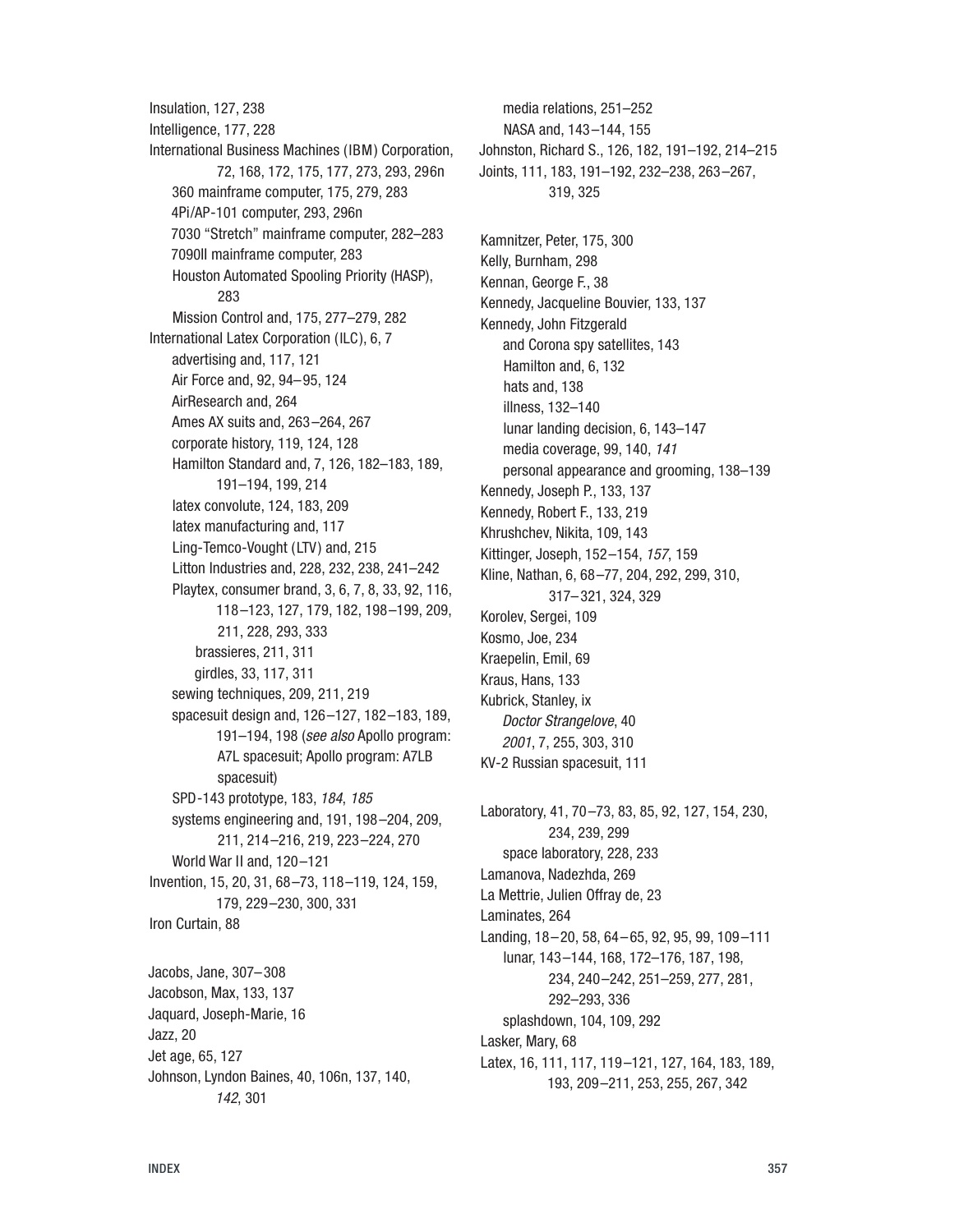Insulation, 127, 238
Intelligence, 177, 228
International Business Machines (IBM) Corporation, 72, 168, 172, 175, 177, 273, 293, 296n
- 360 mainframe computer, 175, 279, 283
- 4Pi/AP-101 computer, 293, 296n
- 7030 "Stretch" mainframe computer, 282–283
- 7090II mainframe computer, 283
- Houston Automated Spooling Priority (HASP), 283
- Mission Control and, 175, 277–279, 282

International Latex Corporation (ILC), 6, 7
- advertising and, 117, 121
- Air Force and, 92, 94–95, 124
- AirResearch and, 264
- Ames AX suits and, 263–264, 267
- corporate history, 119, 124, 128
- Hamilton Standard and, 7, 126, 182–183, 189, 191–194, 199, 214
- latex convolute, 124, 183, 209
- latex manufacturing and, 117
- Ling-Temco-Vought (LTV) and, 215
- Litton Industries and, 228, 232, 238, 241–242
- Playtex, consumer brand, 3, 6, 7, 8, 33, 92, 116, 118–123, 127, 179, 182, 198–199, 209, 211, 228, 293, 333
  - brassieres, 211, 311
  - girdles, 33, 117, 311
- sewing techniques, 209, 211, 219
- spacesuit design and, 126–127, 182–183, 189, 191–194, 198 (*see also* Apollo program: A7L spacesuit; Apollo program: A7LB spacesuit)
- SPD-143 prototype, 183, *184*, *185*
- systems engineering and, 191, 198–204, 209, 211, 214–216, 219, 223–224, 270
- World War II and, 120–121

Invention, 15, 20, 31, 68–73, 118–119, 124, 159, 179, 229–230, 300, 331
Iron Curtain, 88

Jacobs, Jane, 307–308
Jacobson, Max, 133, 137
Jaquard, Joseph-Marie, 16
Jazz, 20
Jet age, 65, 127
Johnson, Lyndon Baines, 40, 106n, 137, 140, *142*, 301
- media relations, 251–252
- NASA and, 143–144, 155

Johnston, Richard S., 126, 182, 191–192, 214–215
Joints, 111, 183, 191–192, 232–238, 263–267, 319, 325

Kamnitzer, Peter, 175, 300
Kelly, Burnham, 298
Kennan, George F., 38
Kennedy, Jacqueline Bouvier, 133, 137
Kennedy, John Fitzgerald
- and Corona spy satellites, 143
- Hamilton and, 6, 132
- hats and, 138
- illness, 132–140
- lunar landing decision, 6, 143–147
- media coverage, 99, 140, *141*
- personal appearance and grooming, 138–139

Kennedy, Joseph P., 133, 137
Kennedy, Robert F., 133, 219
Khrushchev, Nikita, 109, 143
Kittinger, Joseph, 152–154, *157*, 159
Kline, Nathan, 6, 68–77, 204, 292, 299, 310, 317–321, 324, 329
Korolev, Sergei, 109
Kosmo, Joe, 234
Kraepelin, Emil, 69
Kraus, Hans, 133
Kubrick, Stanley, ix
- *Doctor Strangelove*, 40
- *2001*, 7, 255, 303, 310

KV-2 Russian spacesuit, 111

Laboratory, 41, 70–73, 83, 85, 92, 127, 154, 230, 234, 239, 299
- space laboratory, 228, 233

Lamanova, Nadezhda, 269
La Mettrie, Julien Offray de, 23
Laminates, 264
Landing, 18–20, 58, 64–65, 92, 95, 99, 109–111
- lunar, 143–144, 168, 172–176, 187, 198, 234, 240–242, 251–259, 277, 281, 292–293, 336
- splashdown, 104, 109, 292

Lasker, Mary, 68
Latex, 16, 111, 117, 119–121, 127, 164, 183, 189, 193, 209–211, 253, 255, 267, 342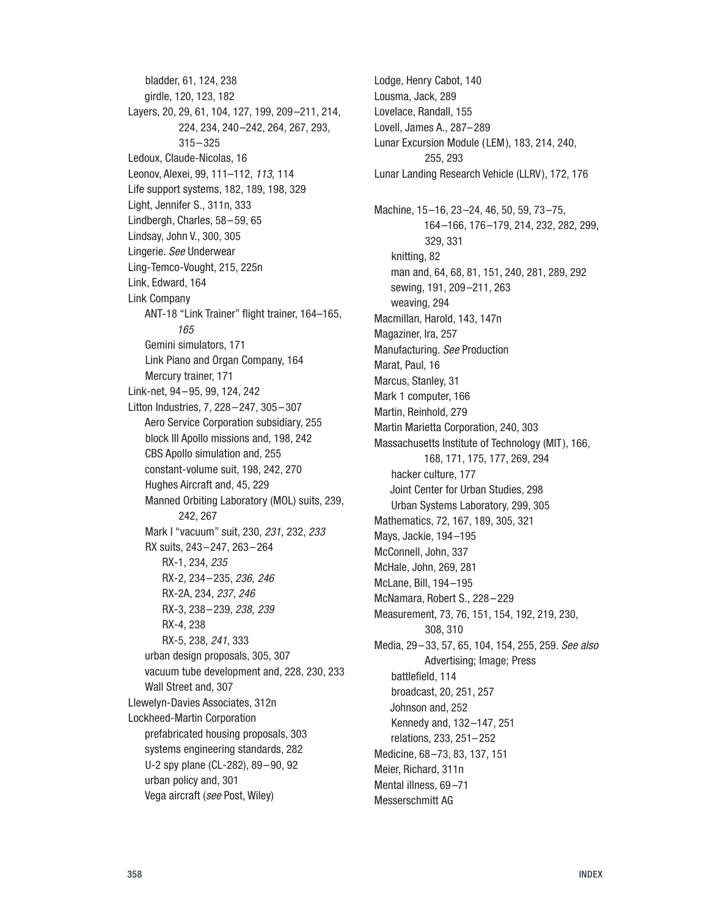bladder, 61, 124, 238
girdle, 120, 123, 182

Layers, 20, 29, 61, 104, 127, 199, 209–211, 214, 224, 234, 240–242, 264, 267, 293, 315–325

Ledoux, Claude-Nicolas, 16

Leonov, Alexei, 99, 111–112, *113*, 114

Life support systems, 182, 189, 198, 329

Light, Jennifer S., 311n, 333

Lindbergh, Charles, 58–59, 65

Lindsay, John V., 300, 305

Lingerie. *See* Underwear

Ling-Temco-Vought, 215, 225n

Link, Edward, 164

Link Company
- ANT-18 "Link Trainer" flight trainer, 164–165, *165*
- Gemini simulators, 171
- Link Piano and Organ Company, 164
- Mercury trainer, 171

Link-net, 94–95, 99, 124, 242

Litton Industries, 7, 228–247, 305–307
- Aero Service Corporation subsidiary, 255
- block III Apollo missions and, 198, 242
- CBS Apollo simulation and, 255
- constant-volume suit, 198, 242, 270
- Hughes Aircraft and, 45, 229
- Manned Orbiting Laboratory (MOL) suits, 239, 242, 267
- Mark I "vacuum" suit, 230, *231*, 232, *233*
- RX suits, 243–247, 263–264
  - RX-1, 234, *235*
  - RX-2, 234–235, *236*, *246*
  - RX-2A, 234, *237*, *246*
  - RX-3, 238–239, *238*, *239*
  - RX-4, 238
  - RX-5, 238, *241*, 333
- urban design proposals, 305, 307
- vacuum tube development and, 228, 230, 233
- Wall Street and, 307

Llewelyn-Davies Associates, 312n

Lockheed-Martin Corporation
- prefabricated housing proposals, 303
- systems engineering standards, 282
- U-2 spy plane (CL-282), 89–90, 92
- urban policy and, 301
- Vega aircraft (*see* Post, Wiley)

Lodge, Henry Cabot, 140

Lousma, Jack, 289

Lovelace, Randall, 155

Lovell, James A., 287–289

Lunar Excursion Module (LEM), 183, 214, 240, 255, 293

Lunar Landing Research Vehicle (LLRV), 172, 176

Machine, 15–16, 23–24, 46, 50, 59, 73–75, 164–166, 176–179, 214, 232, 282, 299, 329, 331
- knitting, 82
- man and, 64, 68, 81, 151, 240, 281, 289, 292
- sewing, 191, 209–211, 263
- weaving, 294

Macmillan, Harold, 143, 147n

Magaziner, Ira, 257

Manufacturing. *See* Production

Marat, Paul, 16

Marcus, Stanley, 31

Mark 1 computer, 166

Martin, Reinhold, 279

Martin Marietta Corporation, 240, 303

Massachusetts Institute of Technology (MIT), 166, 168, 171, 175, 177, 269, 294
- hacker culture, 177
- Joint Center for Urban Studies, 298
- Urban Systems Laboratory, 299, 305

Mathematics, 72, 167, 189, 305, 321

Mays, Jackie, 194–195

McConnell, John, 337

McHale, John, 269, 281

McLane, Bill, 194–195

McNamara, Robert S., 228–229

Measurement, 73, 76, 151, 154, 192, 219, 230, 308, 310

Media, 29–33, 57, 65, 104, 154, 255, 259. *See also* Advertising; Image; Press
- battlefield, 114
- broadcast, 20, 251, 257
- Johnson and, 252
- Kennedy and, 132–147, 251
- relations, 233, 251–252

Medicine, 68–73, 83, 137, 151

Meier, Richard, 311n

Mental illness, 69–71

Messerschmitt AG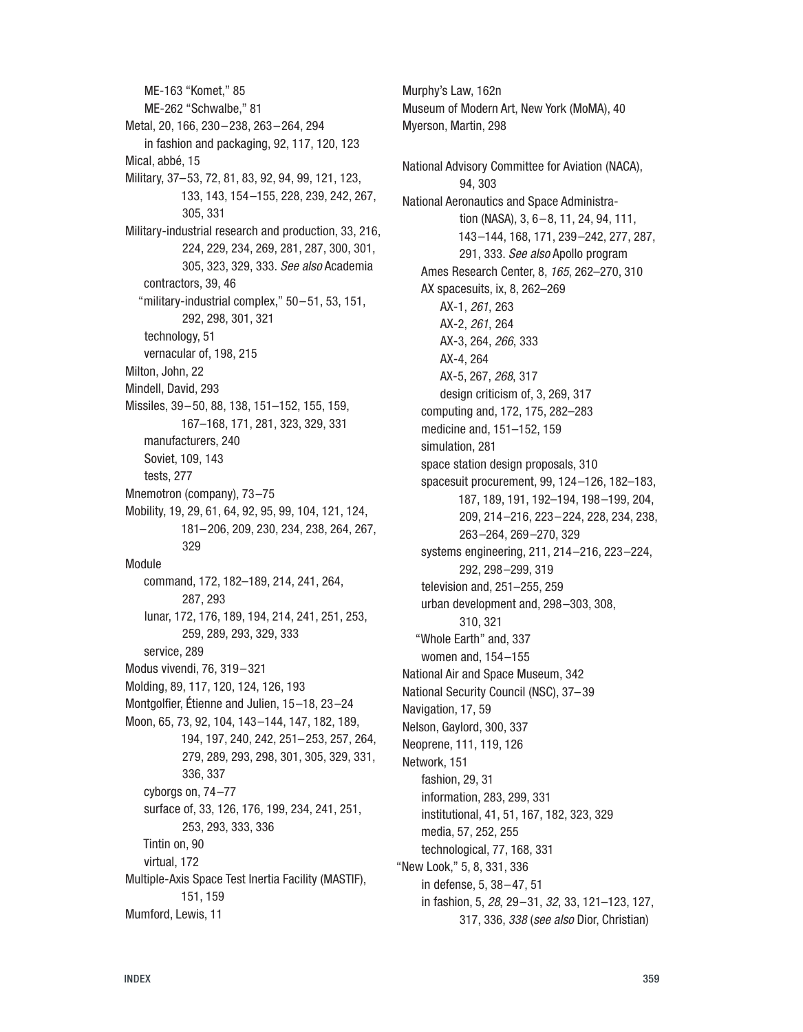ME-163 "Komet," 85
ME-262 "Schwalbe," 81
Metal, 20, 166, 230–238, 263–264, 294
in fashion and packaging, 92, 117, 120, 123
Mical, abbé, 15
Military, 37–53, 72, 81, 83, 92, 94, 99, 121, 123, 133, 143, 154–155, 228, 239, 242, 267, 305, 331
Military-industrial research and production, 33, 216, 224, 229, 234, 269, 281, 287, 300, 301, 305, 323, 329, 333. *See also* Academia
contractors, 39, 46
"military-industrial complex," 50–51, 53, 151, 292, 298, 301, 321
technology, 51
vernacular of, 198, 215
Milton, John, 22
Mindell, David, 293
Missiles, 39–50, 88, 138, 151–152, 155, 159, 167–168, 171, 281, 323, 329, 331
manufacturers, 240
Soviet, 109, 143
tests, 277
Mnemotron (company), 73–75
Mobility, 19, 29, 61, 64, 92, 95, 99, 104, 121, 124, 181–206, 209, 230, 234, 238, 264, 267, 329
Module
command, 172, 182–189, 214, 241, 264, 287, 293
lunar, 172, 176, 189, 194, 214, 241, 251, 253, 259, 289, 293, 329, 333
service, 289
Modus vivendi, 76, 319–321
Molding, 89, 117, 120, 124, 126, 193
Montgolfier, Étienne and Julien, 15–18, 23–24
Moon, 65, 73, 92, 104, 143–144, 147, 182, 189, 194, 197, 240, 242, 251–253, 257, 264, 279, 289, 293, 298, 301, 305, 329, 331, 336, 337
cyborgs on, 74–77
surface of, 33, 126, 176, 199, 234, 241, 251, 253, 293, 333, 336
Tintin on, 90
virtual, 172
Multiple-Axis Space Test Inertia Facility (MASTIF), 151, 159
Mumford, Lewis, 11
Murphy's Law, 162n
Museum of Modern Art, New York (MoMA), 40
Myerson, Martin, 298

National Advisory Committee for Aviation (NACA), 94, 303
National Aeronautics and Space Administration (NASA), 3, 6–8, 11, 24, 94, 111, 143–144, 168, 171, 239–242, 277, 287, 291, 333. *See also* Apollo program
Ames Research Center, 8, *165*, 262–270, 310
AX spacesuits, ix, 8, 262–269
AX-1, *261*, 263
AX-2, *261*, 264
AX-3, 264, *266*, 333
AX-4, 264
AX-5, 267, *268*, 317
design criticism of, 3, 269, 317
computing and, 172, 175, 282–283
medicine and, 151–152, 159
simulation, 281
space station design proposals, 310
spacesuit procurement, 99, 124–126, 182–183, 187, 189, 191, 192–194, 198–199, 204, 209, 214–216, 223–224, 228, 234, 238, 263–264, 269–270, 329
systems engineering, 211, 214–216, 223–224, 292, 298–299, 319
television and, 251–255, 259
urban development and, 298–303, 308, 310, 321
"Whole Earth" and, 337
women and, 154–155
National Air and Space Museum, 342
National Security Council (NSC), 37–39
Navigation, 17, 59
Nelson, Gaylord, 300, 337
Neoprene, 111, 119, 126
Network, 151
fashion, 29, 31
information, 283, 299, 331
institutional, 41, 51, 167, 182, 323, 329
media, 57, 252, 255
technological, 77, 168, 331
"New Look," 5, 8, 331, 336
in defense, 5, 38–47, 51
in fashion, 5, *28*, 29–31, *32*, 33, 121–123, 127, 317, 336, *338* (*see also* Dior, Christian)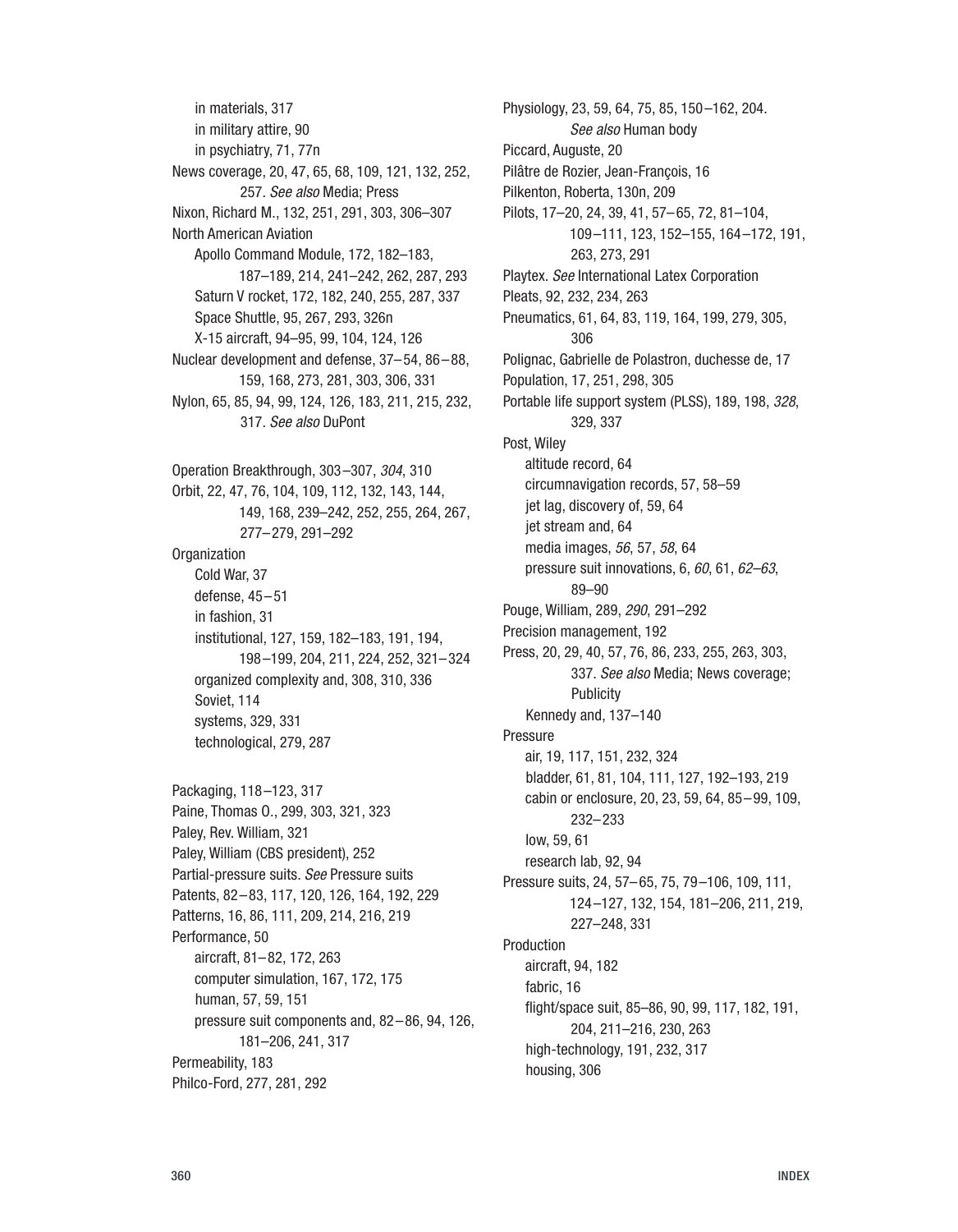in materials, 317
in military attire, 90
in psychiatry, 71, 77n

News coverage, 20, 47, 65, 68, 109, 121, 132, 252, 257. *See also* Media; Press

Nixon, Richard M., 132, 251, 291, 303, 306–307

North American Aviation
Apollo Command Module, 172, 182–183, 187–189, 214, 241–242, 262, 287, 293
Saturn V rocket, 172, 182, 240, 255, 287, 337
Space Shuttle, 95, 267, 293, 326n
X-15 aircraft, 94–95, 99, 104, 124, 126

Nuclear development and defense, 37–54, 86–88, 159, 168, 273, 281, 303, 306, 331

Nylon, 65, 85, 94, 99, 124, 126, 183, 211, 215, 232, 317. *See also* DuPont

Operation Breakthrough, 303–307, *304*, 310

Orbit, 22, 47, 76, 104, 109, 112, 132, 143, 144, 149, 168, 239–242, 252, 255, 264, 267, 277–279, 291–292

Organization
Cold War, 37
defense, 45–51
in fashion, 31
institutional, 127, 159, 182–183, 191, 194, 198–199, 204, 211, 224, 252, 321–324
organized complexity and, 308, 310, 336
Soviet, 114
systems, 329, 331
technological, 279, 287

Packaging, 118–123, 317

Paine, Thomas O., 299, 303, 321, 323

Paley, Rev. William, 321

Paley, William (CBS president), 252

Partial-pressure suits. *See* Pressure suits

Patents, 82–83, 117, 120, 126, 164, 192, 229

Patterns, 16, 86, 111, 209, 214, 216, 219

Performance, 50
aircraft, 81–82, 172, 263
computer simulation, 167, 172, 175
human, 57, 59, 151
pressure suit components and, 82–86, 94, 126, 181–206, 241, 317

Permeability, 183

Philco-Ford, 277, 281, 292

Physiology, 23, 59, 64, 75, 85, 150–162, 204. *See also* Human body

Piccard, Auguste, 20

Pilâtre de Rozier, Jean-François, 16

Pilkenton, Roberta, 130n, 209

Pilots, 17–20, 24, 39, 41, 57–65, 72, 81–104, 109–111, 123, 152–155, 164–172, 191, 263, 273, 291

Playtex. *See* International Latex Corporation

Pleats, 92, 232, 234, 263

Pneumatics, 61, 64, 83, 119, 164, 199, 279, 305, 306

Polignac, Gabrielle de Polastron, duchesse de, 17

Population, 17, 251, 298, 305

Portable life support system (PLSS), 189, 198, *328*, 329, 337

Post, Wiley
altitude record, 64
circumnavigation records, 57, 58–59
jet lag, discovery of, 59, 64
jet stream and, 64
media images, *56*, 57, *58*, 64
pressure suit innovations, 6, *60*, 61, *62–63*, 89–90

Pouge, William, 289, *290*, 291–292

Precision management, 192

Press, 20, 29, 40, 57, 76, 86, 233, 255, 263, 303, 337. *See also* Media; News coverage; Publicity
Kennedy and, 137–140

Pressure
air, 19, 117, 151, 232, 324
bladder, 61, 81, 104, 111, 127, 192–193, 219
cabin or enclosure, 20, 23, 59, 64, 85–99, 109, 232–233
low, 59, 61
research lab, 92, 94

Pressure suits, 24, 57–65, 75, 79–106, 109, 111, 124–127, 132, 154, 181–206, 211, 219, 227–248, 331

Production
aircraft, 94, 182
fabric, 16
flight/space suit, 85–86, 90, 99, 117, 182, 191, 204, 211–216, 230, 263
high-technology, 191, 232, 317
housing, 306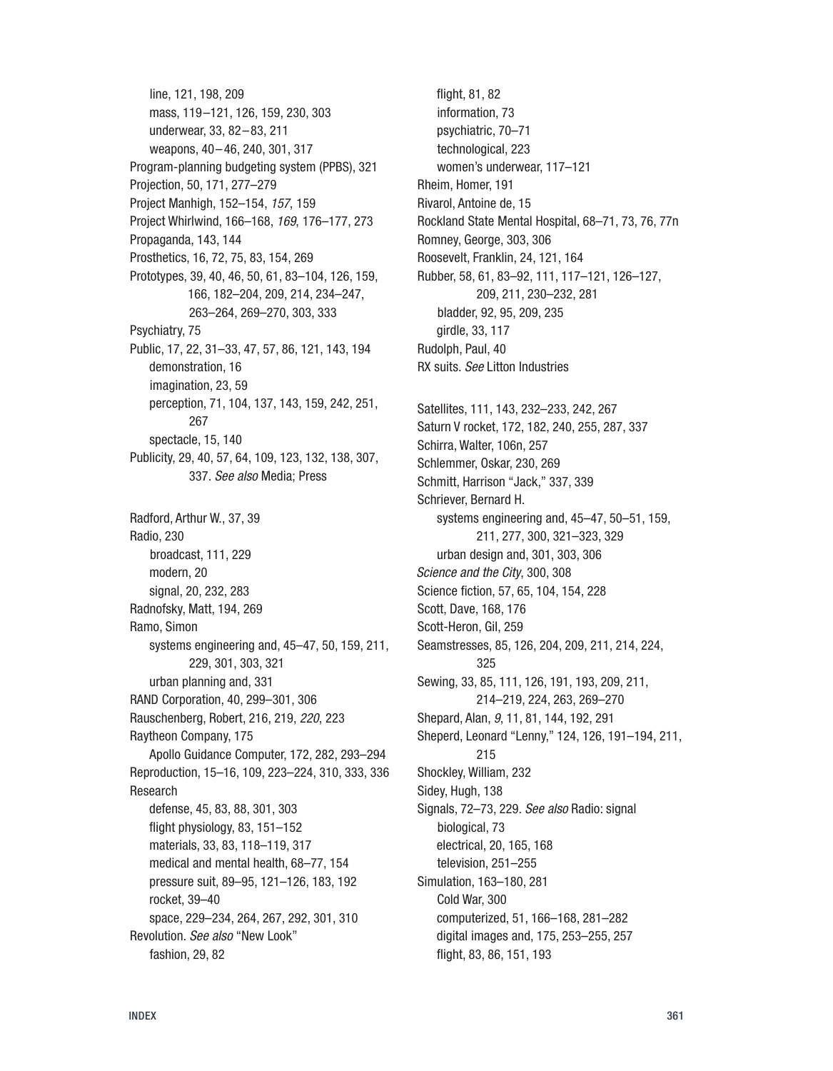line, 121, 198, 209
mass, 119–121, 126, 159, 230, 303
underwear, 33, 82–83, 211
weapons, 40–46, 240, 301, 317

Program-planning budgeting system (PPBS), 321
Projection, 50, 171, 277–279
Project Manhigh, 152–154, *157*, 159
Project Whirlwind, 166–168, *169*, 176–177, 273
Propaganda, 143, 144
Prosthetics, 16, 72, 75, 83, 154, 269
Prototypes, 39, 40, 46, 50, 61, 83–104, 126, 159, 166, 182–204, 209, 214, 234–247, 263–264, 269–270, 303, 333
Psychiatry, 75
Public, 17, 22, 31–33, 47, 57, 86, 121, 143, 194
demonstration, 16
imagination, 23, 59
perception, 71, 104, 137, 143, 159, 242, 251, 267
spectacle, 15, 140

Publicity, 29, 40, 57, 64, 109, 123, 132, 138, 307, 337. *See also* Media; Press

Radford, Arthur W., 37, 39
Radio, 230
broadcast, 111, 229
modern, 20
signal, 20, 232, 283

Radnofsky, Matt, 194, 269
Ramo, Simon
systems engineering and, 45–47, 50, 159, 211, 229, 301, 303, 321
urban planning and, 331

RAND Corporation, 40, 299–301, 306
Rauschenberg, Robert, 216, 219, *220*, 223
Raytheon Company, 175
Apollo Guidance Computer, 172, 282, 293–294

Reproduction, 15–16, 109, 223–224, 310, 333, 336
Research
defense, 45, 83, 88, 301, 303
flight physiology, 83, 151–152
materials, 33, 83, 118–119, 317
medical and mental health, 68–77, 154
pressure suit, 89–95, 121–126, 183, 192
rocket, 39–40
space, 229–234, 264, 267, 292, 301, 310

Revolution. *See also* "New Look"
fashion, 29, 82
flight, 81, 82
information, 73
psychiatric, 70–71
technological, 223
women's underwear, 117–121

Rheim, Homer, 191
Rivarol, Antoine de, 15
Rockland State Mental Hospital, 68–71, 73, 76, 77n
Romney, George, 303, 306
Roosevelt, Franklin, 24, 121, 164
Rubber, 58, 61, 83–92, 111, 117–121, 126–127, 209, 211, 230–232, 281
bladder, 92, 95, 209, 235
girdle, 33, 117

Rudolph, Paul, 40
RX suits. *See* Litton Industries

Satellites, 111, 143, 232–233, 242, 267
Saturn V rocket, 172, 182, 240, 255, 287, 337
Schirra, Walter, 106n, 257
Schlemmer, Oskar, 230, 269
Schmitt, Harrison "Jack," 337, 339
Schriever, Bernard H.
systems engineering and, 45–47, 50–51, 159, 211, 277, 300, 321–323, 329
urban design and, 301, 303, 306

*Science and the City*, 300, 308
Science fiction, 57, 65, 104, 154, 228
Scott, Dave, 168, 176
Scott-Heron, Gil, 259
Seamstresses, 85, 126, 204, 209, 211, 214, 224, 325
Sewing, 33, 85, 111, 126, 191, 193, 209, 211, 214–219, 224, 263, 269–270
Shepard, Alan, *9*, 11, 81, 144, 192, 291
Sheperd, Leonard "Lenny," 124, 126, 191–194, 211, 215
Shockley, William, 232
Sidey, Hugh, 138
Signals, 72–73, 229. *See also* Radio: signal
biological, 73
electrical, 20, 165, 168
television, 251–255

Simulation, 163–180, 281
Cold War, 300
computerized, 51, 166–168, 281–282
digital images and, 175, 253–255, 257
flight, 83, 86, 151, 193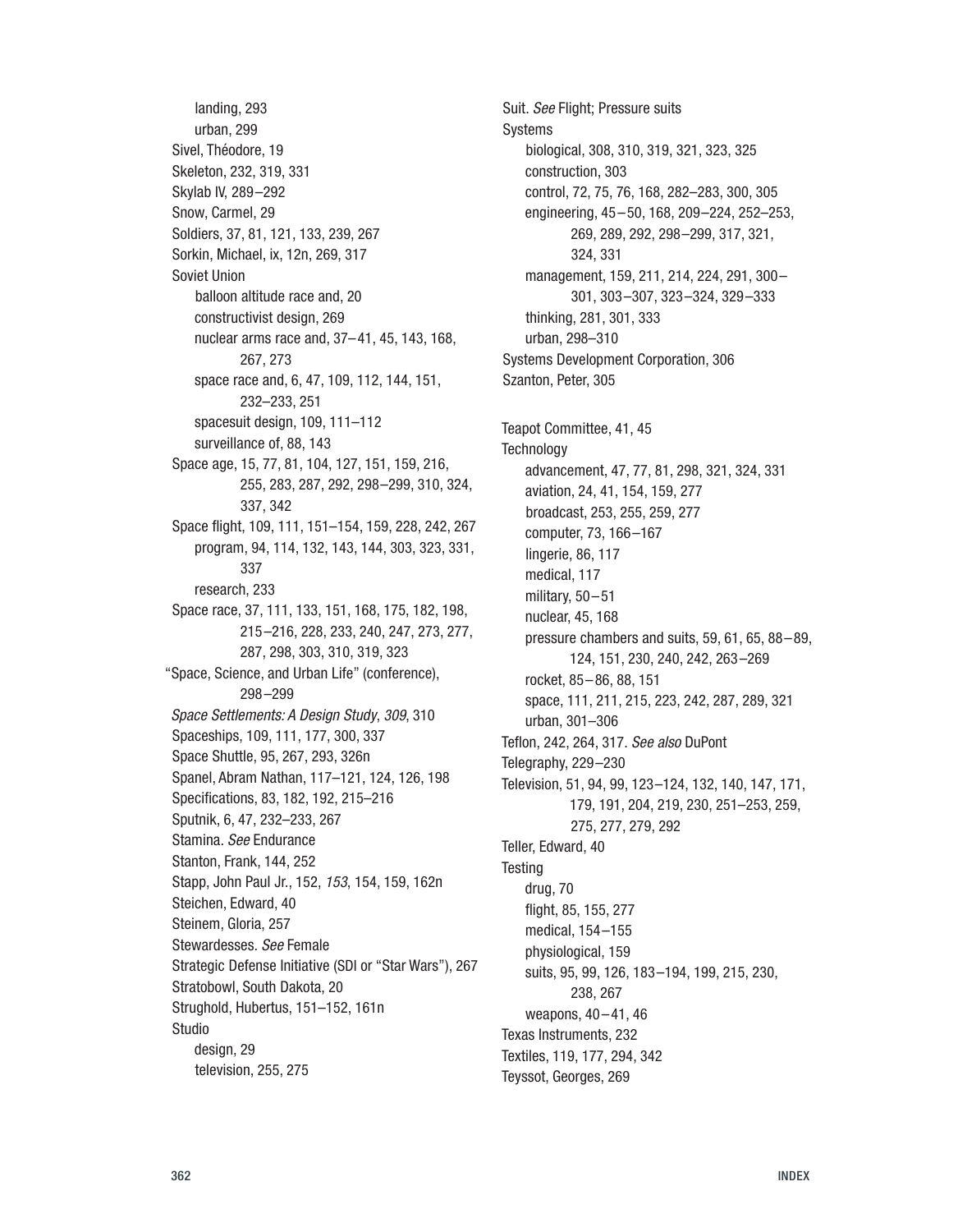- landing, 293
- urban, 299

Sivel, Théodore, 19
Skeleton, 232, 319, 331
Skylab IV, 289–292
Snow, Carmel, 29
Soldiers, 37, 81, 121, 133, 239, 267
Sorkin, Michael, ix, 12n, 269, 317
Soviet Union
- balloon altitude race and, 20
- constructivist design, 269
- nuclear arms race and, 37–41, 45, 143, 168, 267, 273
- space race and, 6, 47, 109, 112, 144, 151, 232–233, 251
- spacesuit design, 109, 111–112
- surveillance of, 88, 143

Space age, 15, 77, 81, 104, 127, 151, 159, 216, 255, 283, 287, 292, 298–299, 310, 324, 337, 342
Space flight, 109, 111, 151–154, 159, 228, 242, 267
- program, 94, 114, 132, 143, 144, 303, 323, 331, 337
- research, 233

Space race, 37, 111, 133, 151, 168, 175, 182, 198, 215–216, 228, 233, 240, 247, 273, 277, 287, 298, 303, 310, 319, 323
"Space, Science, and Urban Life" (conference), 298–299
*Space Settlements: A Design Study*, *309*, 310
Spaceships, 109, 111, 177, 300, 337
Space Shuttle, 95, 267, 293, 326n
Spanel, Abram Nathan, 117–121, 124, 126, 198
Specifications, 83, 182, 192, 215–216
Sputnik, 6, 47, 232–233, 267
Stamina. *See* Endurance
Stanton, Frank, 144, 252
Stapp, John Paul Jr., 152, *153*, 154, 159, 162n
Steichen, Edward, 40
Steinem, Gloria, 257
Stewardesses. *See* Female
Strategic Defense Initiative (SDI or "Star Wars"), 267
Stratobowl, South Dakota, 20
Strughold, Hubertus, 151–152, 161n
Studio
- design, 29
- television, 255, 275

Suit. *See* Flight; Pressure suits
Systems
- biological, 308, 310, 319, 321, 323, 325
- construction, 303
- control, 72, 75, 76, 168, 282–283, 300, 305
- engineering, 45–50, 168, 209–224, 252–253, 269, 289, 292, 298–299, 317, 321, 324, 331
- management, 159, 211, 214, 224, 291, 300–301, 303–307, 323–324, 329–333
- thinking, 281, 301, 333
- urban, 298–310

Systems Development Corporation, 306
Szanton, Peter, 305

Teapot Committee, 41, 45
Technology
- advancement, 47, 77, 81, 298, 321, 324, 331
- aviation, 24, 41, 154, 159, 277
- broadcast, 253, 255, 259, 277
- computer, 73, 166–167
- lingerie, 86, 117
- medical, 117
- military, 50–51
- nuclear, 45, 168
- pressure chambers and suits, 59, 61, 65, 88–89, 124, 151, 230, 240, 242, 263–269
- rocket, 85–86, 88, 151
- space, 111, 211, 215, 223, 242, 287, 289, 321
- urban, 301–306

Teflon, 242, 264, 317. *See also* DuPont
Telegraphy, 229–230
Television, 51, 94, 99, 123–124, 132, 140, 147, 171, 179, 191, 204, 219, 230, 251–253, 259, 275, 277, 279, 292
Teller, Edward, 40
Testing
- drug, 70
- flight, 85, 155, 277
- medical, 154–155
- physiological, 159
- suits, 95, 99, 126, 183–194, 199, 215, 230, 238, 267
- weapons, 40–41, 46

Texas Instruments, 232
Textiles, 119, 177, 294, 342
Teyssot, Georges, 269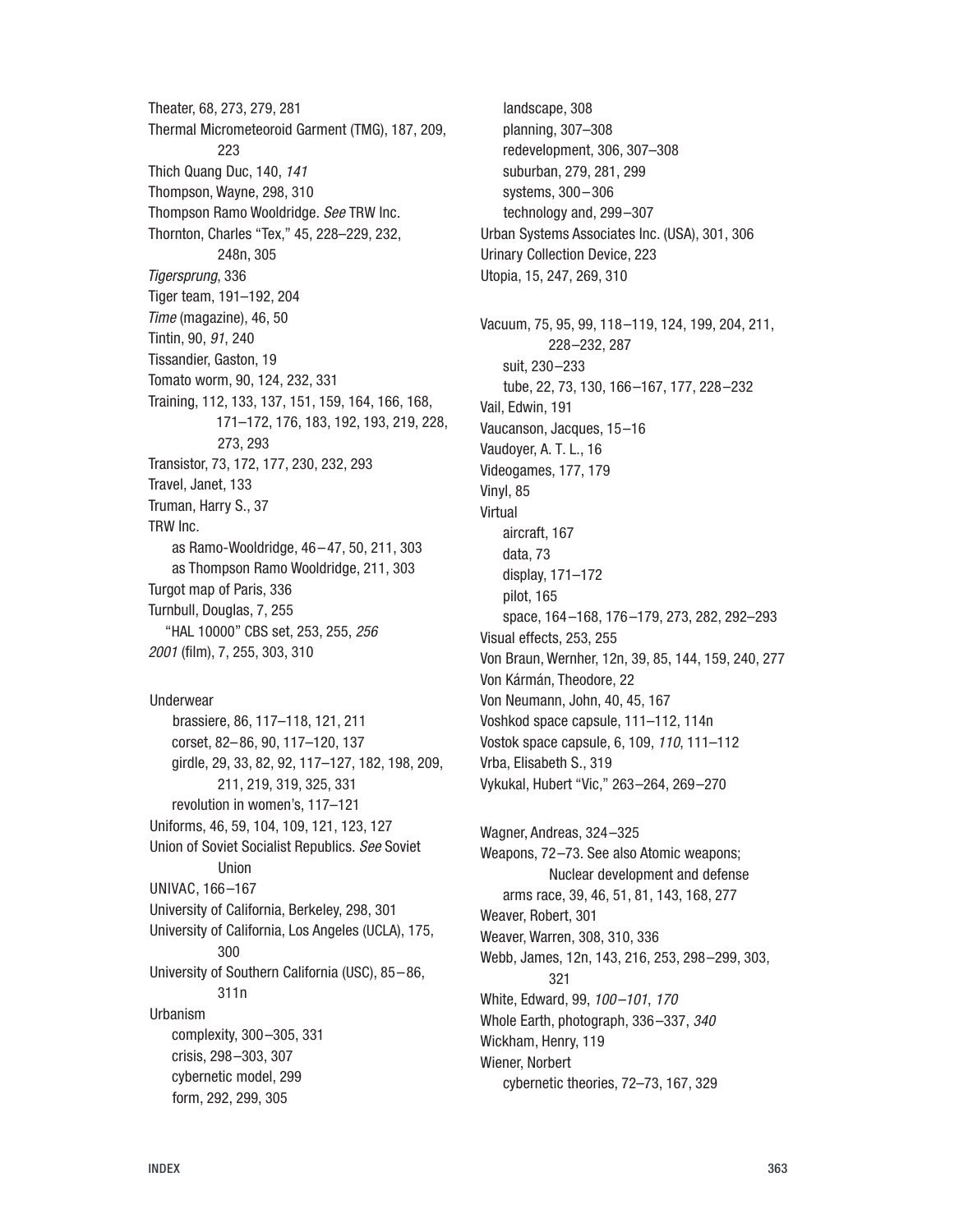Theater, 68, 273, 279, 281
Thermal Micrometeoroid Garment (TMG), 187, 209, 223
Thich Quang Duc, 140, *141*
Thompson, Wayne, 298, 310
Thompson Ramo Wooldridge. *See* TRW Inc.
Thornton, Charles “Tex,” 45, 228–229, 232, 248n, 305
*Tigersprung*, 336
Tiger team, 191–192, 204
*Time* (magazine), 46, 50
Tintin, 90, *91*, 240
Tissandier, Gaston, 19
Tomato worm, 90, 124, 232, 331
Training, 112, 133, 137, 151, 159, 164, 166, 168, 171–172, 176, 183, 192, 193, 219, 228, 273, 293
Transistor, 73, 172, 177, 230, 232, 293
Travel, Janet, 133
Truman, Harry S., 37
TRW Inc.
- as Ramo-Wooldridge, 46–47, 50, 211, 303
- as Thompson Ramo Wooldridge, 211, 303

Turgot map of Paris, 336
Turnbull, Douglas, 7, 255
- “HAL 10000” CBS set, 253, 255, *256*

*2001* (film), 7, 255, 303, 310

Underwear
- brassiere, 86, 117–118, 121, 211
- corset, 82–86, 90, 117–120, 137
- girdle, 29, 33, 82, 92, 117–127, 182, 198, 209, 211, 219, 319, 325, 331
- revolution in women’s, 117–121

Uniforms, 46, 59, 104, 109, 121, 123, 127
Union of Soviet Socialist Republics. *See* Soviet Union
UNIVAC, 166–167
University of California, Berkeley, 298, 301
University of California, Los Angeles (UCLA), 175, 300
University of Southern California (USC), 85–86, 311n
Urbanism
- complexity, 300–305, 331
- crisis, 298–303, 307
- cybernetic model, 299
- form, 292, 299, 305
- landscape, 308
- planning, 307–308
- redevelopment, 306, 307–308
- suburban, 279, 281, 299
- systems, 300–306
- technology and, 299–307

Urban Systems Associates Inc. (USA), 301, 306
Urinary Collection Device, 223
Utopia, 15, 247, 269, 310

Vacuum, 75, 95, 99, 118–119, 124, 199, 204, 211, 228–232, 287
- suit, 230–233
- tube, 22, 73, 130, 166–167, 177, 228–232

Vail, Edwin, 191
Vaucanson, Jacques, 15–16
Vaudoyer, A. T. L., 16
Videogames, 177, 179
Vinyl, 85
Virtual
- aircraft, 167
- data, 73
- display, 171–172
- pilot, 165
- space, 164–168, 176–179, 273, 282, 292–293

Visual effects, 253, 255
Von Braun, Wernher, 12n, 39, 85, 144, 159, 240, 277
Von Kármán, Theodore, 22
Von Neumann, John, 40, 45, 167
Voshkod space capsule, 111–112, 114n
Vostok space capsule, 6, 109, *110*, 111–112
Vrba, Elisabeth S., 319
Vykukal, Hubert “Vic,” 263–264, 269–270

Wagner, Andreas, 324–325
Weapons, 72–73. See also Atomic weapons; Nuclear development and defense
- arms race, 39, 46, 51, 81, 143, 168, 277

Weaver, Robert, 301
Weaver, Warren, 308, 310, 336
Webb, James, 12n, 143, 216, 253, 298–299, 303, 321
White, Edward, 99, *100–101*, *170*
Whole Earth, photograph, 336–337, *340*
Wickham, Henry, 119
Wiener, Norbert
- cybernetic theories, 72–73, 167, 329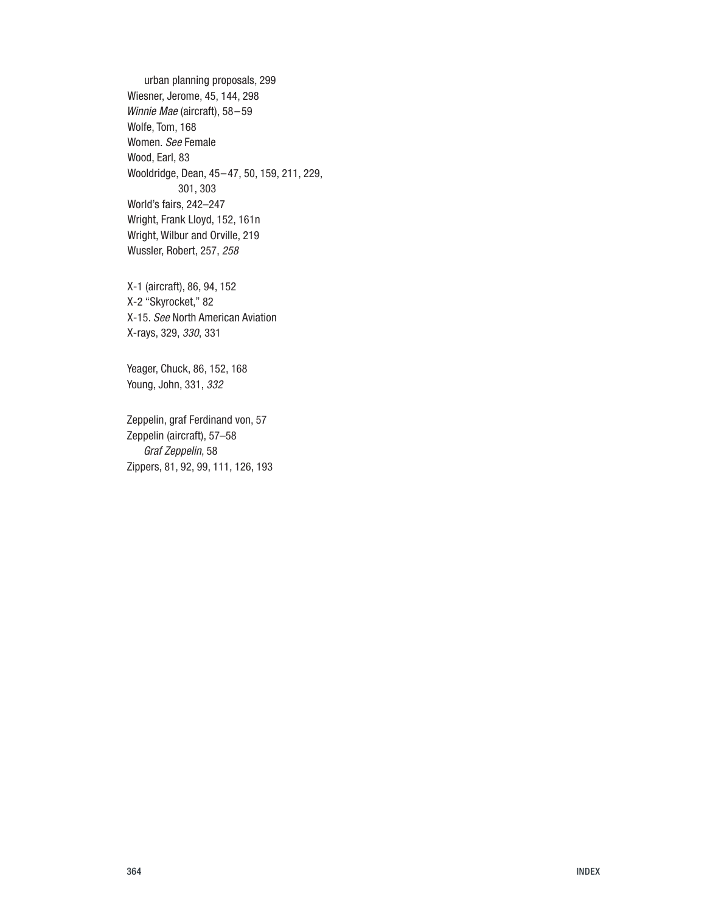urban planning proposals, 299
Wiesner, Jerome, 45, 144, 298
*Winnie Mae* (aircraft), 58–59
Wolfe, Tom, 168
Women. *See* Female
Wood, Earl, 83
Wooldridge, Dean, 45–47, 50, 159, 211, 229, 301, 303
World's fairs, 242–247
Wright, Frank Lloyd, 152, 161n
Wright, Wilbur and Orville, 219
Wussler, Robert, 257, *258*

X-1 (aircraft), 86, 94, 152
X-2 "Skyrocket," 82
X-15. *See* North American Aviation
X-rays, 329, *330*, 331

Yeager, Chuck, 86, 152, 168
Young, John, 331, *332*

Zeppelin, graf Ferdinand von, 57
Zeppelin (aircraft), 57–58
*Graf Zeppelin*, 58
Zippers, 81, 92, 99, 111, 126, 193